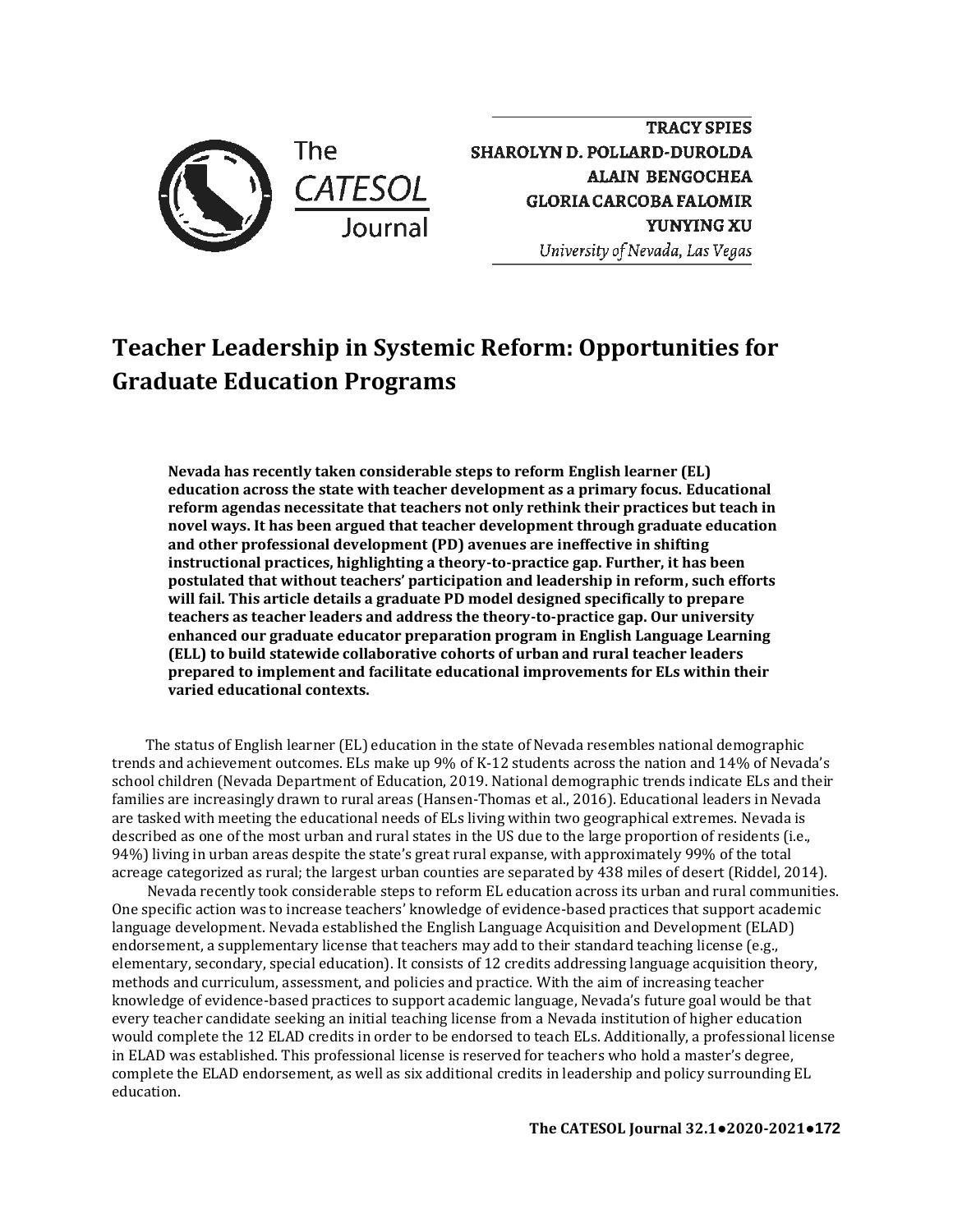TRACY SPIES
SHAROLYN D. POLLARD-DUROLDA
ALAIN BENGOCHEA
GLORIA CARCOBA FALOMIR
YUNYING XU
*University of Nevada, Las Vegas*

# Teacher Leadership in Systemic Reform: Opportunities for Graduate Education Programs

**Nevada has recently taken considerable steps to reform English learner (EL) education across the state with teacher development as a primary focus. Educational reform agendas necessitate that teachers not only rethink their practices but teach in novel ways. It has been argued that teacher development through graduate education and other professional development (PD) avenues are ineffective in shifting instructional practices, highlighting a theory-to-practice gap. Further, it has been postulated that without teachers' participation and leadership in reform, such efforts will fail. This article details a graduate PD model designed specifically to prepare teachers as teacher leaders and address the theory-to-practice gap. Our university enhanced our graduate educator preparation program in English Language Learning (ELL) to build statewide collaborative cohorts of urban and rural teacher leaders prepared to implement and facilitate educational improvements for ELs within their varied educational contexts.**

The status of English learner (EL) education in the state of Nevada resembles national demographic trends and achievement outcomes. ELs make up 9% of K-12 students across the nation and 14% of Nevada's school children (Nevada Department of Education, 2019. National demographic trends indicate ELs and their families are increasingly drawn to rural areas (Hansen-Thomas et al., 2016). Educational leaders in Nevada are tasked with meeting the educational needs of ELs living within two geographical extremes. Nevada is described as one of the most urban and rural states in the US due to the large proportion of residents (i.e., 94%) living in urban areas despite the state's great rural expanse, with approximately 99% of the total acreage categorized as rural; the largest urban counties are separated by 438 miles of desert (Riddel, 2014).

Nevada recently took considerable steps to reform EL education across its urban and rural communities. One specific action was to increase teachers' knowledge of evidence-based practices that support academic language development. Nevada established the English Language Acquisition and Development (ELAD) endorsement, a supplementary license that teachers may add to their standard teaching license (e.g., elementary, secondary, special education). It consists of 12 credits addressing language acquisition theory, methods and curriculum, assessment, and policies and practice. With the aim of increasing teacher knowledge of evidence-based practices to support academic language, Nevada's future goal would be that every teacher candidate seeking an initial teaching license from a Nevada institution of higher education would complete the 12 ELAD credits in order to be endorsed to teach ELs. Additionally, a professional license in ELAD was established. This professional license is reserved for teachers who hold a master's degree, complete the ELAD endorsement, as well as six additional credits in leadership and policy surrounding EL education.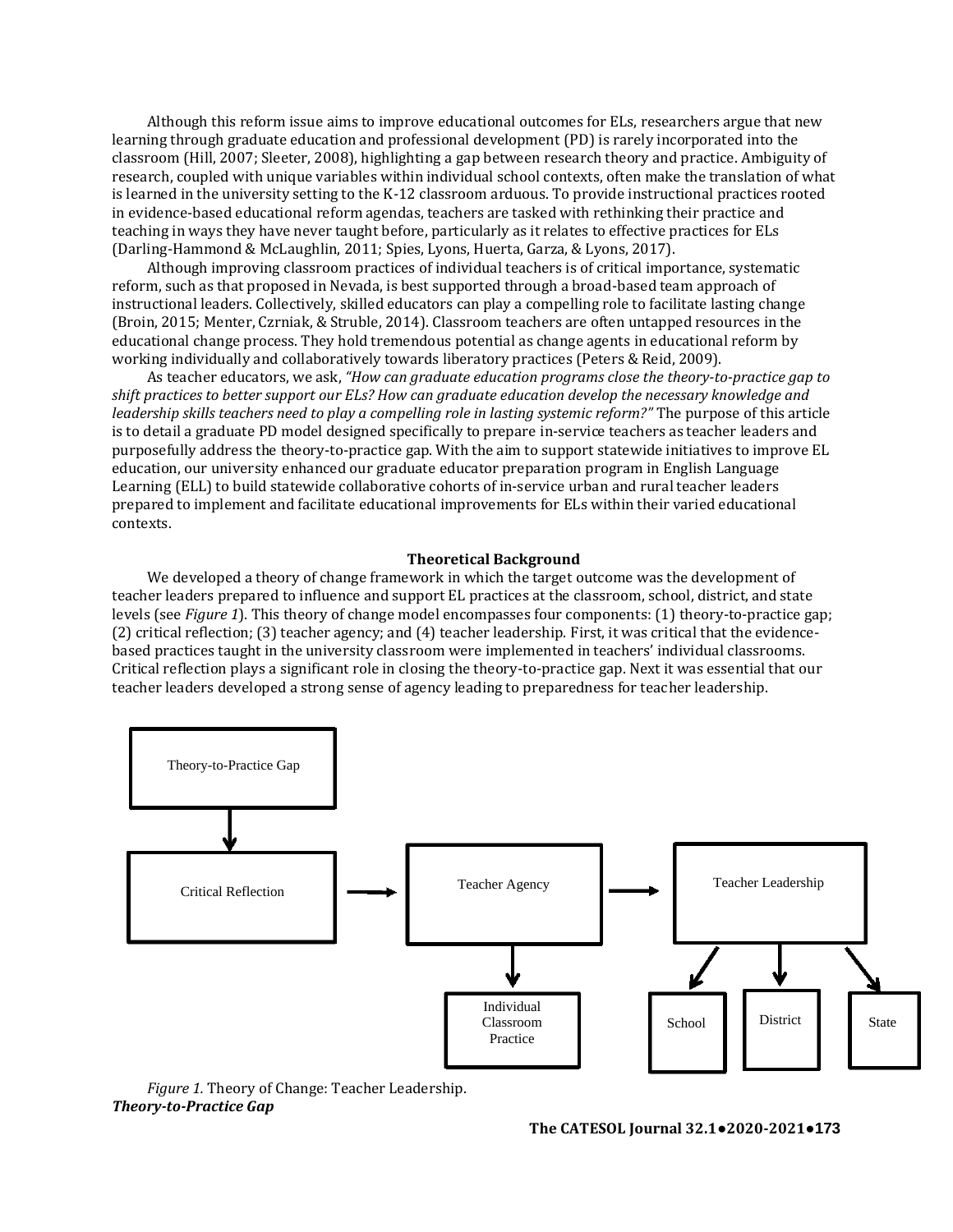Although this reform issue aims to improve educational outcomes for ELs, researchers argue that new learning through graduate education and professional development (PD) is rarely incorporated into the classroom (Hill, 2007; Sleeter, 2008), highlighting a gap between research theory and practice. Ambiguity of research, coupled with unique variables within individual school contexts, often make the translation of what is learned in the university setting to the K-12 classroom arduous. To provide instructional practices rooted in evidence-based educational reform agendas, teachers are tasked with rethinking their practice and teaching in ways they have never taught before, particularly as it relates to effective practices for ELs (Darling-Hammond & McLaughlin, 2011; Spies, Lyons, Huerta, Garza, & Lyons, 2017).

Although improving classroom practices of individual teachers is of critical importance, systematic reform, such as that proposed in Nevada, is best supported through a broad-based team approach of instructional leaders. Collectively, skilled educators can play a compelling role to facilitate lasting change (Broin, 2015; Menter, Czrniak, & Struble, 2014). Classroom teachers are often untapped resources in the educational change process. They hold tremendous potential as change agents in educational reform by working individually and collaboratively towards liberatory practices (Peters & Reid, 2009).

As teacher educators, we ask, *"How can graduate education programs close the theory-to-practice gap to shift practices to better support our ELs? How can graduate education develop the necessary knowledge and leadership skills teachers need to play a compelling role in lasting systemic reform?"* The purpose of this article is to detail a graduate PD model designed specifically to prepare in-service teachers as teacher leaders and purposefully address the theory-to-practice gap. With the aim to support statewide initiatives to improve EL education, our university enhanced our graduate educator preparation program in English Language Learning (ELL) to build statewide collaborative cohorts of in-service urban and rural teacher leaders prepared to implement and facilitate educational improvements for ELs within their varied educational contexts.

## Theoretical Background

We developed a theory of change framework in which the target outcome was the development of teacher leaders prepared to influence and support EL practices at the classroom, school, district, and state levels (see *Figure 1*). This theory of change model encompasses four components: (1) theory-to-practice gap; (2) critical reflection; (3) teacher agency; and (4) teacher leadership. First, it was critical that the evidence-based practices taught in the university classroom were implemented in teachers' individual classrooms. Critical reflection plays a significant role in closing the theory-to-practice gap. Next it was essential that our teacher leaders developed a strong sense of agency leading to preparedness for teacher leadership.

Theory-to-Practice Gap → Critical Reflection → Teacher Agency → Teacher Leadership

Teacher Agency → Individual Classroom Practice

Teacher Leadership → School; District; State

*Figure 1.* Theory of Change: Teacher Leadership.

### *Theory-to-Practice Gap*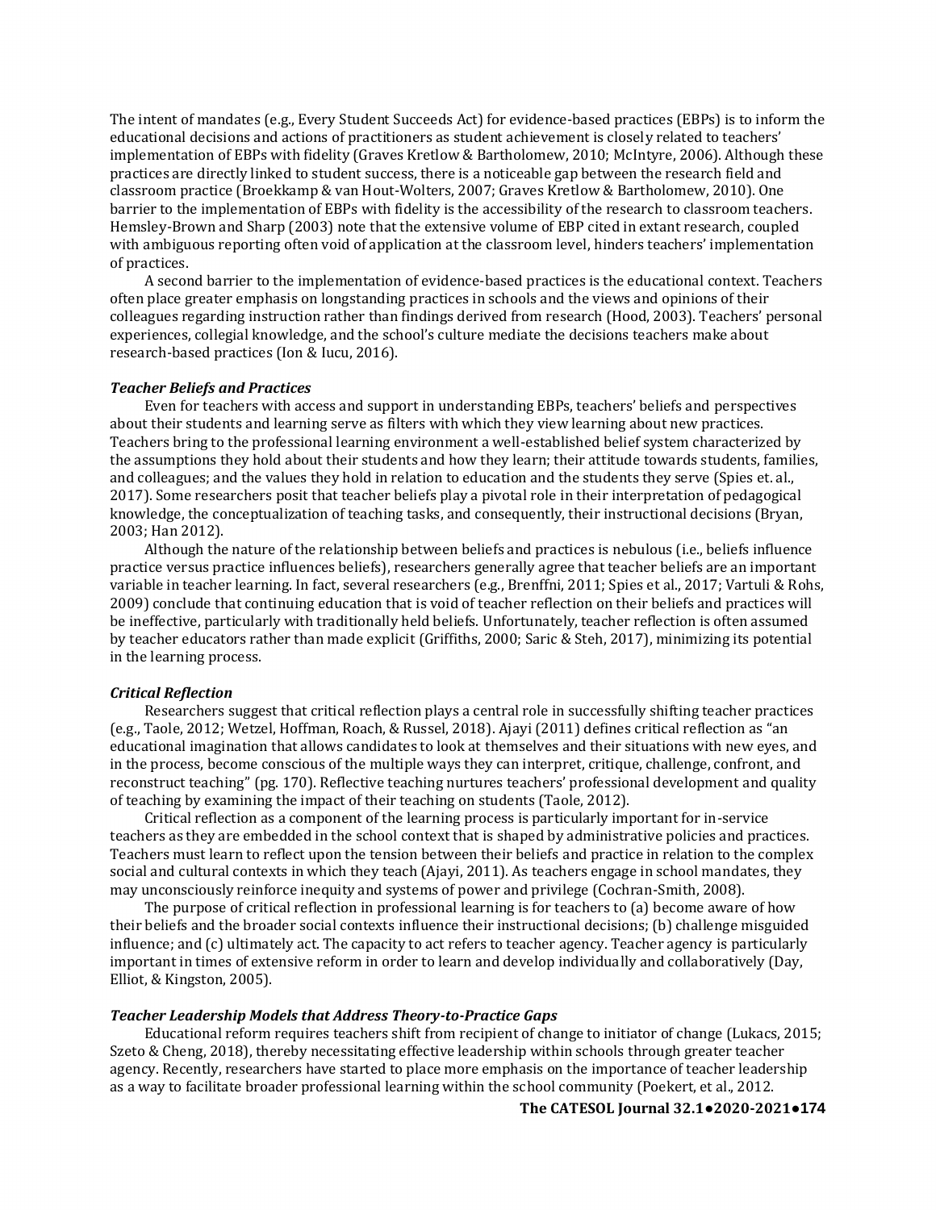The intent of mandates (e.g., Every Student Succeeds Act) for evidence-based practices (EBPs) is to inform the educational decisions and actions of practitioners as student achievement is closely related to teachers' implementation of EBPs with fidelity (Graves Kretlow & Bartholomew, 2010; McIntyre, 2006). Although these practices are directly linked to student success, there is a noticeable gap between the research field and classroom practice (Broekkamp & van Hout-Wolters, 2007; Graves Kretlow & Bartholomew, 2010). One barrier to the implementation of EBPs with fidelity is the accessibility of the research to classroom teachers. Hemsley-Brown and Sharp (2003) note that the extensive volume of EBP cited in extant research, coupled with ambiguous reporting often void of application at the classroom level, hinders teachers' implementation of practices.

A second barrier to the implementation of evidence-based practices is the educational context. Teachers often place greater emphasis on longstanding practices in schools and the views and opinions of their colleagues regarding instruction rather than findings derived from research (Hood, 2003). Teachers' personal experiences, collegial knowledge, and the school's culture mediate the decisions teachers make about research-based practices (Ion & Iucu, 2016).

### *Teacher Beliefs and Practices*

Even for teachers with access and support in understanding EBPs, teachers' beliefs and perspectives about their students and learning serve as filters with which they view learning about new practices. Teachers bring to the professional learning environment a well-established belief system characterized by the assumptions they hold about their students and how they learn; their attitude towards students, families, and colleagues; and the values they hold in relation to education and the students they serve (Spies et. al., 2017). Some researchers posit that teacher beliefs play a pivotal role in their interpretation of pedagogical knowledge, the conceptualization of teaching tasks, and consequently, their instructional decisions (Bryan, 2003; Han 2012).

Although the nature of the relationship between beliefs and practices is nebulous (i.e., beliefs influence practice versus practice influences beliefs), researchers generally agree that teacher beliefs are an important variable in teacher learning. In fact, several researchers (e.g., Brenffni, 2011; Spies et al., 2017; Vartuli & Rohs, 2009) conclude that continuing education that is void of teacher reflection on their beliefs and practices will be ineffective, particularly with traditionally held beliefs. Unfortunately, teacher reflection is often assumed by teacher educators rather than made explicit (Griffiths, 2000; Saric & Steh, 2017), minimizing its potential in the learning process.

### *Critical Reflection*

Researchers suggest that critical reflection plays a central role in successfully shifting teacher practices (e.g., Taole, 2012; Wetzel, Hoffman, Roach, & Russel, 2018). Ajayi (2011) defines critical reflection as "an educational imagination that allows candidates to look at themselves and their situations with new eyes, and in the process, become conscious of the multiple ways they can interpret, critique, challenge, confront, and reconstruct teaching" (pg. 170). Reflective teaching nurtures teachers' professional development and quality of teaching by examining the impact of their teaching on students (Taole, 2012).

Critical reflection as a component of the learning process is particularly important for in-service teachers as they are embedded in the school context that is shaped by administrative policies and practices. Teachers must learn to reflect upon the tension between their beliefs and practice in relation to the complex social and cultural contexts in which they teach (Ajayi, 2011). As teachers engage in school mandates, they may unconsciously reinforce inequity and systems of power and privilege (Cochran-Smith, 2008).

The purpose of critical reflection in professional learning is for teachers to (a) become aware of how their beliefs and the broader social contexts influence their instructional decisions; (b) challenge misguided influence; and (c) ultimately act. The capacity to act refers to teacher agency. Teacher agency is particularly important in times of extensive reform in order to learn and develop individually and collaboratively (Day, Elliot, & Kingston, 2005).

### *Teacher Leadership Models that Address Theory-to-Practice Gaps*

Educational reform requires teachers shift from recipient of change to initiator of change (Lukacs, 2015; Szeto & Cheng, 2018), thereby necessitating effective leadership within schools through greater teacher agency. Recently, researchers have started to place more emphasis on the importance of teacher leadership as a way to facilitate broader professional learning within the school community (Poekert, et al., 2012.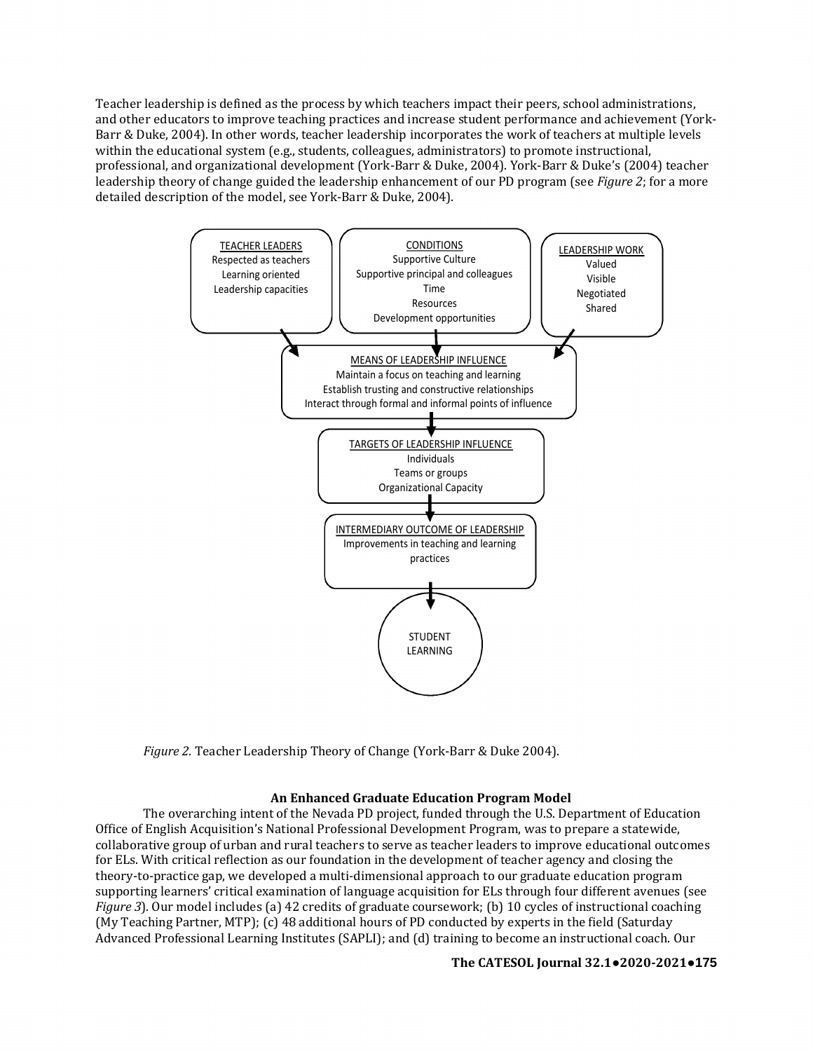Teacher leadership is defined as the process by which teachers impact their peers, school administrations, and other educators to improve teaching practices and increase student performance and achievement (York-Barr & Duke, 2004). In other words, teacher leadership incorporates the work of teachers at multiple levels within the educational system (e.g., students, colleagues, administrators) to promote instructional, professional, and organizational development (York-Barr & Duke, 2004). York-Barr & Duke's (2004) teacher leadership theory of change guided the leadership enhancement of our PD program (see *Figure 2*; for a more detailed description of the model, see York-Barr & Duke, 2004).

TEACHER LEADERS
Respected as teachers
Learning oriented
Leadership capacities

CONDITIONS
Supportive Culture
Supportive principal and colleagues
Time
Resources
Development opportunities

LEADERSHIP WORK
Valued
Visible
Negotiated
Shared

MEANS OF LEADERSHIP INFLUENCE
Maintain a focus on teaching and learning
Establish trusting and constructive relationships
Interact through formal and informal points of influence

TARGETS OF LEADERSHIP INFLUENCE
Individuals
Teams or groups
Organizational Capacity

INTERMEDIARY OUTCOME OF LEADERSHIP
Improvements in teaching and learning practices

STUDENT LEARNING

*Figure 2.* Teacher Leadership Theory of Change (York-Barr & Duke 2004).

## An Enhanced Graduate Education Program Model

The overarching intent of the Nevada PD project, funded through the U.S. Department of Education Office of English Acquisition's National Professional Development Program, was to prepare a statewide, collaborative group of urban and rural teachers to serve as teacher leaders to improve educational outcomes for ELs. With critical reflection as our foundation in the development of teacher agency and closing the theory-to-practice gap, we developed a multi-dimensional approach to our graduate education program supporting learners' critical examination of language acquisition for ELs through four different avenues (see *Figure 3*). Our model includes (a) 42 credits of graduate coursework; (b) 10 cycles of instructional coaching (My Teaching Partner, MTP); (c) 48 additional hours of PD conducted by experts in the field (Saturday Advanced Professional Learning Institutes (SAPLI); and (d) training to become an instructional coach. Our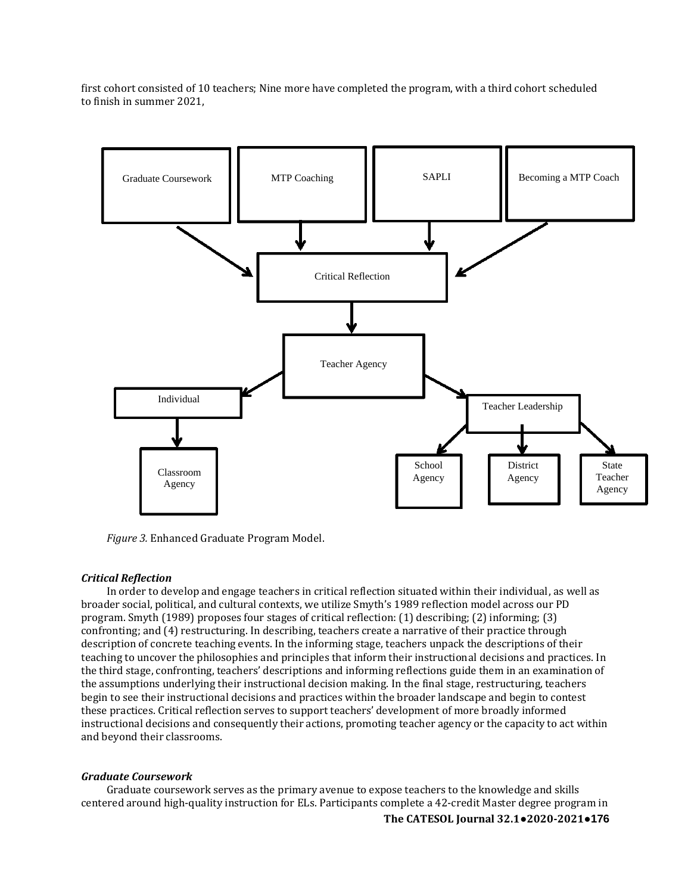first cohort consisted of 10 teachers; Nine more have completed the program, with a third cohort scheduled to finish in summer 2021,

Graduate Coursework | MTP Coaching | SAPLI | Becoming a MTP Coach

Critical Reflection

Teacher Agency

Individual | Teacher Leadership

Classroom Agency | School Agency | District Agency | State Teacher Agency

*Figure 3.* Enhanced Graduate Program Model.

### *Critical Reflection*

In order to develop and engage teachers in critical reflection situated within their individual, as well as broader social, political, and cultural contexts, we utilize Smyth's 1989 reflection model across our PD program. Smyth (1989) proposes four stages of critical reflection: (1) describing; (2) informing; (3) confronting; and (4) restructuring. In describing, teachers create a narrative of their practice through description of concrete teaching events. In the informing stage, teachers unpack the descriptions of their teaching to uncover the philosophies and principles that inform their instructional decisions and practices. In the third stage, confronting, teachers' descriptions and informing reflections guide them in an examination of the assumptions underlying their instructional decision making. In the final stage, restructuring, teachers begin to see their instructional decisions and practices within the broader landscape and begin to contest these practices. Critical reflection serves to support teachers' development of more broadly informed instructional decisions and consequently their actions, promoting teacher agency or the capacity to act within and beyond their classrooms.

### *Graduate Coursework*

Graduate coursework serves as the primary avenue to expose teachers to the knowledge and skills centered around high-quality instruction for ELs. Participants complete a 42-credit Master degree program in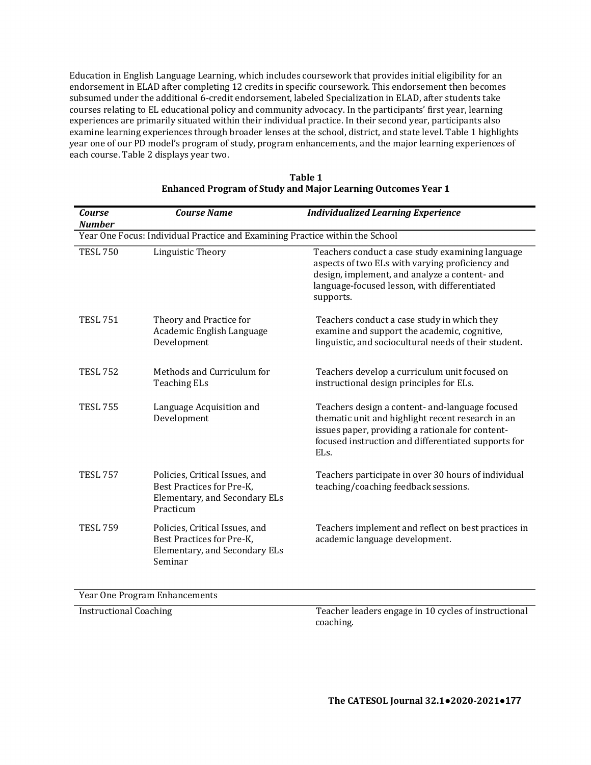Education in English Language Learning, which includes coursework that provides initial eligibility for an endorsement in ELAD after completing 12 credits in specific coursework. This endorsement then becomes subsumed under the additional 6-credit endorsement, labeled Specialization in ELAD, after students take courses relating to EL educational policy and community advocacy. In the participants' first year, learning experiences are primarily situated within their individual practice. In their second year, participants also examine learning experiences through broader lenses at the school, district, and state level. Table 1 highlights year one of our PD model's program of study, program enhancements, and the major learning experiences of each course. Table 2 displays year two.

**Table 1**
**Enhanced Program of Study and Major Learning Outcomes Year 1**

| ***Course Number*** | ***Course Name*** | ***Individualized Learning Experience*** |
|---|---|---|
| Year One Focus: Individual Practice and Examining Practice within the School | | |
| TESL 750 | Linguistic Theory | Teachers conduct a case study examining language aspects of two ELs with varying proficiency and design, implement, and analyze a content- and language-focused lesson, with differentiated supports. |
| TESL 751 | Theory and Practice for Academic English Language Development | Teachers conduct a case study in which they examine and support the academic, cognitive, linguistic, and sociocultural needs of their student. |
| TESL 752 | Methods and Curriculum for Teaching ELs | Teachers develop a curriculum unit focused on instructional design principles for ELs. |
| TESL 755 | Language Acquisition and Development | Teachers design a content- and-language focused thematic unit and highlight recent research in an issues paper, providing a rationale for content-focused instruction and differentiated supports for ELs. |
| TESL 757 | Policies, Critical Issues, and Best Practices for Pre-K, Elementary, and Secondary ELs Practicum | Teachers participate in over 30 hours of individual teaching/coaching feedback sessions. |
| TESL 759 | Policies, Critical Issues, and Best Practices for Pre-K, Elementary, and Secondary ELs Seminar | Teachers implement and reflect on best practices in academic language development. |
| Year One Program Enhancements | | |
| Instructional Coaching | | Teacher leaders engage in 10 cycles of instructional coaching. |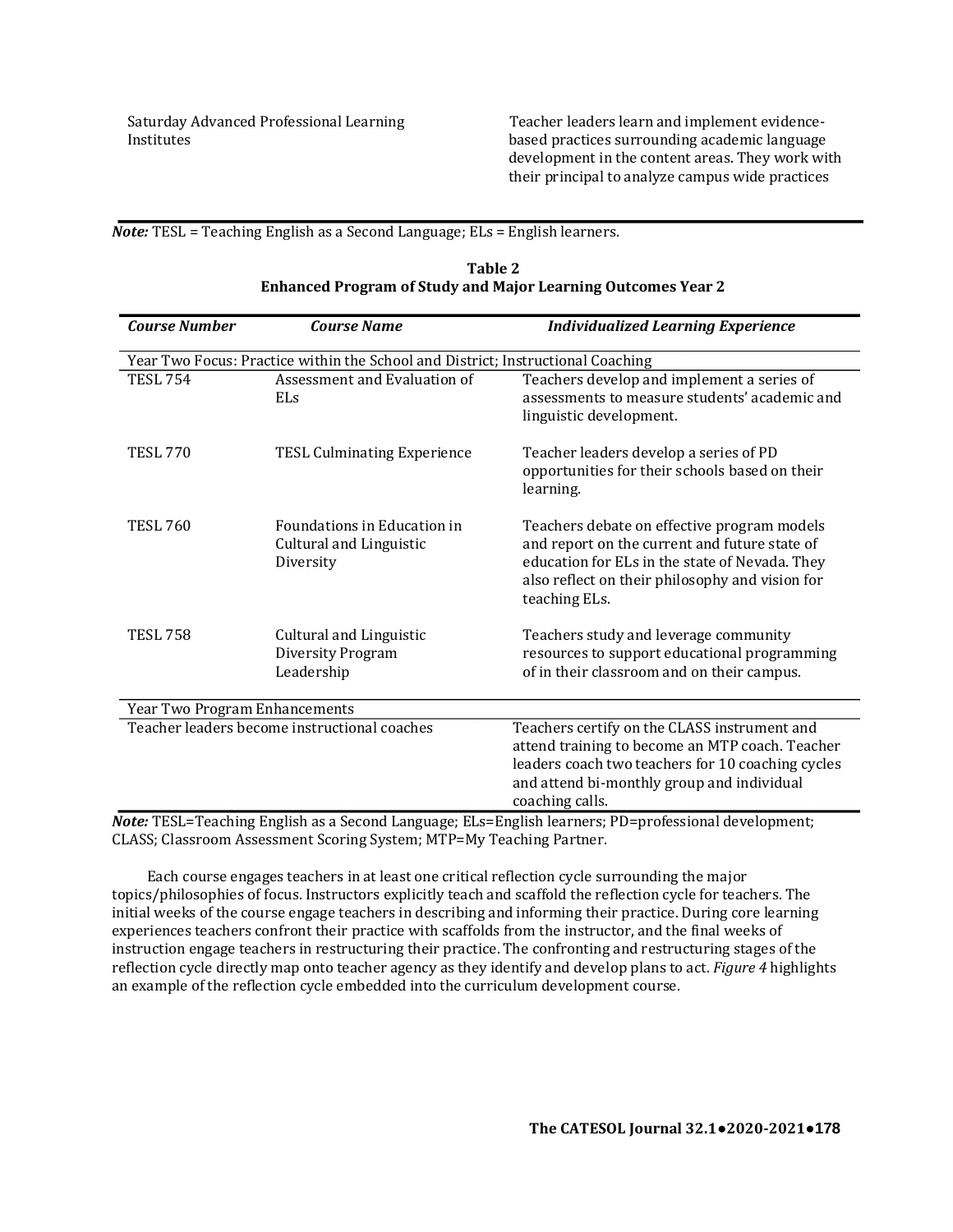| | |
|---|---|
| Saturday Advanced Professional Learning Institutes | Teacher leaders learn and implement evidence-based practices surrounding academic language development in the content areas. They work with their principal to analyze campus wide practices |

*Note:* TESL = Teaching English as a Second Language; ELs = English learners.

**Table 2**
**Enhanced Program of Study and Major Learning Outcomes Year 2**

| *Course Number* | *Course Name* | *Individualized Learning Experience* |
|---|---|---|
| Year Two Focus: Practice within the School and District; Instructional Coaching | | |
| TESL 754 | Assessment and Evaluation of ELs | Teachers develop and implement a series of assessments to measure students' academic and linguistic development. |
| TESL 770 | TESL Culminating Experience | Teacher leaders develop a series of PD opportunities for their schools based on their learning. |
| TESL 760 | Foundations in Education in Cultural and Linguistic Diversity | Teachers debate on effective program models and report on the current and future state of education for ELs in the state of Nevada. They also reflect on their philosophy and vision for teaching ELs. |
| TESL 758 | Cultural and Linguistic Diversity Program Leadership | Teachers study and leverage community resources to support educational programming of in their classroom and on their campus. |
| Year Two Program Enhancements | | |
| Teacher leaders become instructional coaches | | Teachers certify on the CLASS instrument and attend training to become an MTP coach. Teacher leaders coach two teachers for 10 coaching cycles and attend bi-monthly group and individual coaching calls. |

*Note:* TESL=Teaching English as a Second Language; ELs=English learners; PD=professional development; CLASS; Classroom Assessment Scoring System; MTP=My Teaching Partner.

Each course engages teachers in at least one critical reflection cycle surrounding the major topics/philosophies of focus. Instructors explicitly teach and scaffold the reflection cycle for teachers. The initial weeks of the course engage teachers in describing and informing their practice. During core learning experiences teachers confront their practice with scaffolds from the instructor, and the final weeks of instruction engage teachers in restructuring their practice. The confronting and restructuring stages of the reflection cycle directly map onto teacher agency as they identify and develop plans to act. *Figure 4* highlights an example of the reflection cycle embedded into the curriculum development course.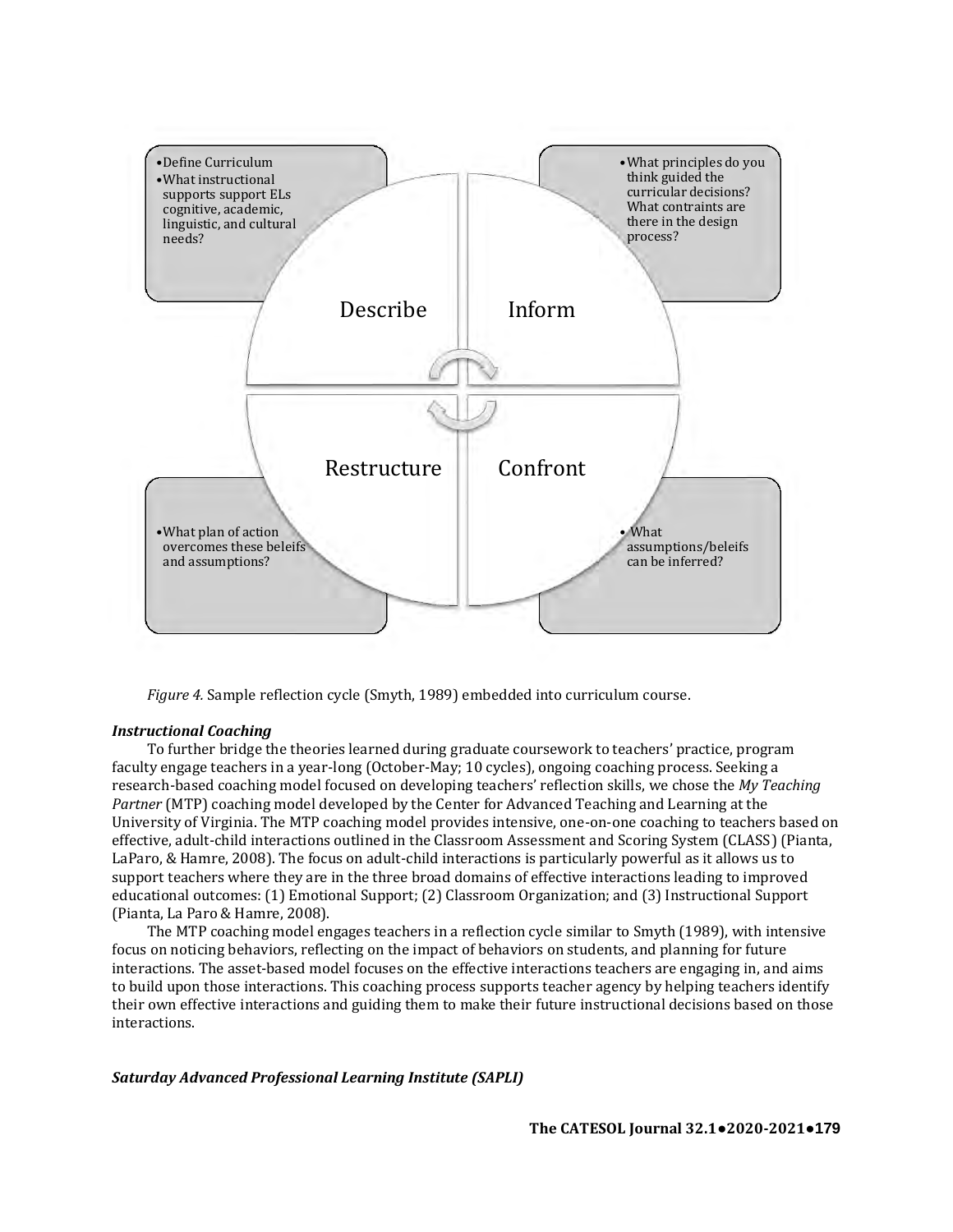- Define Curriculum
- What instructional supports support ELs cognitive, academic, linguistic, and cultural needs?

- What principles do you think guided the curricular decisions? What contraints are there in the design process?

Describe

Inform

Restructure

Confront

- What plan of action overcomes these beleifs and assumptions?

- What assumptions/beleifs can be inferred?

*Figure 4.* Sample reflection cycle (Smyth, 1989) embedded into curriculum course.

### *Instructional Coaching*

To further bridge the theories learned during graduate coursework to teachers' practice, program faculty engage teachers in a year-long (October-May; 10 cycles), ongoing coaching process. Seeking a research-based coaching model focused on developing teachers' reflection skills, we chose the *My Teaching Partner* (MTP) coaching model developed by the Center for Advanced Teaching and Learning at the University of Virginia. The MTP coaching model provides intensive, one-on-one coaching to teachers based on effective, adult-child interactions outlined in the Classroom Assessment and Scoring System (CLASS) (Pianta, LaParo, & Hamre, 2008). The focus on adult-child interactions is particularly powerful as it allows us to support teachers where they are in the three broad domains of effective interactions leading to improved educational outcomes: (1) Emotional Support; (2) Classroom Organization; and (3) Instructional Support (Pianta, La Paro & Hamre, 2008).

The MTP coaching model engages teachers in a reflection cycle similar to Smyth (1989), with intensive focus on noticing behaviors, reflecting on the impact of behaviors on students, and planning for future interactions. The asset-based model focuses on the effective interactions teachers are engaging in, and aims to build upon those interactions. This coaching process supports teacher agency by helping teachers identify their own effective interactions and guiding them to make their future instructional decisions based on those interactions.

### *Saturday Advanced Professional Learning Institute (SAPLI)*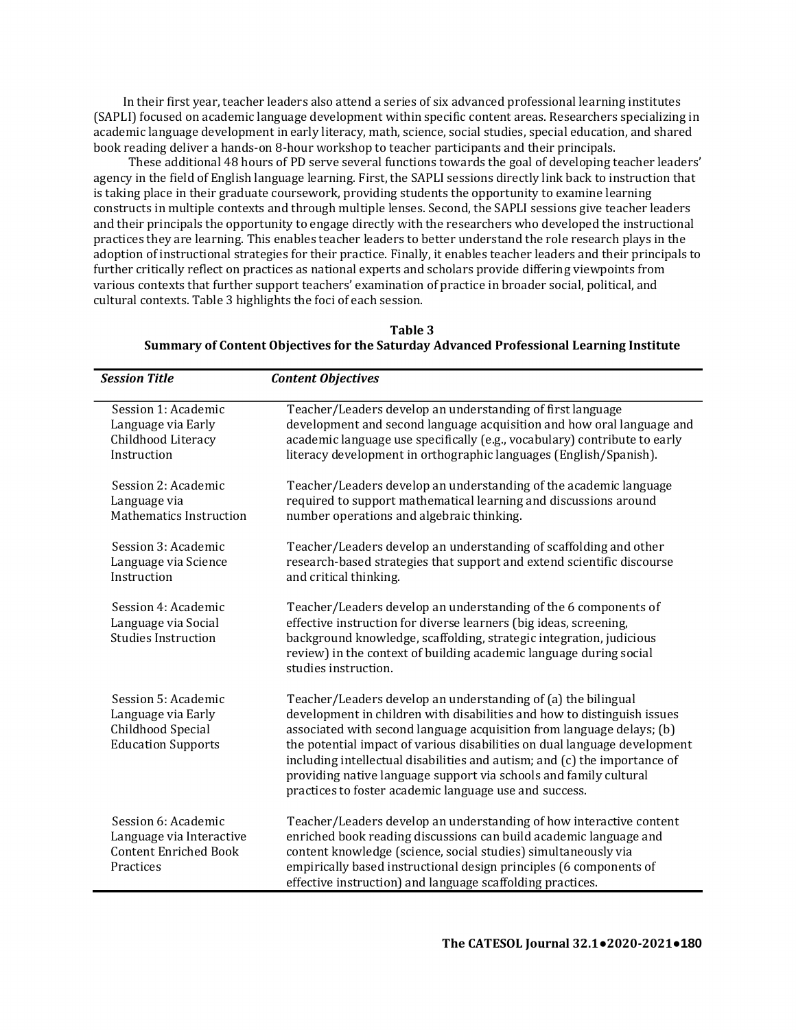In their first year, teacher leaders also attend a series of six advanced professional learning institutes (SAPLI) focused on academic language development within specific content areas. Researchers specializing in academic language development in early literacy, math, science, social studies, special education, and shared book reading deliver a hands-on 8-hour workshop to teacher participants and their principals.

These additional 48 hours of PD serve several functions towards the goal of developing teacher leaders' agency in the field of English language learning. First, the SAPLI sessions directly link back to instruction that is taking place in their graduate coursework, providing students the opportunity to examine learning constructs in multiple contexts and through multiple lenses. Second, the SAPLI sessions give teacher leaders and their principals the opportunity to engage directly with the researchers who developed the instructional practices they are learning. This enables teacher leaders to better understand the role research plays in the adoption of instructional strategies for their practice. Finally, it enables teacher leaders and their principals to further critically reflect on practices as national experts and scholars provide differing viewpoints from various contexts that further support teachers' examination of practice in broader social, political, and cultural contexts. Table 3 highlights the foci of each session.

**Table 3**
**Summary of Content Objectives for the Saturday Advanced Professional Learning Institute**

| *Session Title* | *Content Objectives* |
|---|---|
| Session 1: Academic Language via Early Childhood Literacy Instruction | Teacher/Leaders develop an understanding of first language development and second language acquisition and how oral language and academic language use specifically (e.g., vocabulary) contribute to early literacy development in orthographic languages (English/Spanish). |
| Session 2: Academic Language via Mathematics Instruction | Teacher/Leaders develop an understanding of the academic language required to support mathematical learning and discussions around number operations and algebraic thinking. |
| Session 3: Academic Language via Science Instruction | Teacher/Leaders develop an understanding of scaffolding and other research-based strategies that support and extend scientific discourse and critical thinking. |
| Session 4: Academic Language via Social Studies Instruction | Teacher/Leaders develop an understanding of the 6 components of effective instruction for diverse learners (big ideas, screening, background knowledge, scaffolding, strategic integration, judicious review) in the context of building academic language during social studies instruction. |
| Session 5: Academic Language via Early Childhood Special Education Supports | Teacher/Leaders develop an understanding of (a) the bilingual development in children with disabilities and how to distinguish issues associated with second language acquisition from language delays; (b) the potential impact of various disabilities on dual language development including intellectual disabilities and autism; and (c) the importance of providing native language support via schools and family cultural practices to foster academic language use and success. |
| Session 6: Academic Language via Interactive Content Enriched Book Practices | Teacher/Leaders develop an understanding of how interactive content enriched book reading discussions can build academic language and content knowledge (science, social studies) simultaneously via empirically based instructional design principles (6 components of effective instruction) and language scaffolding practices. |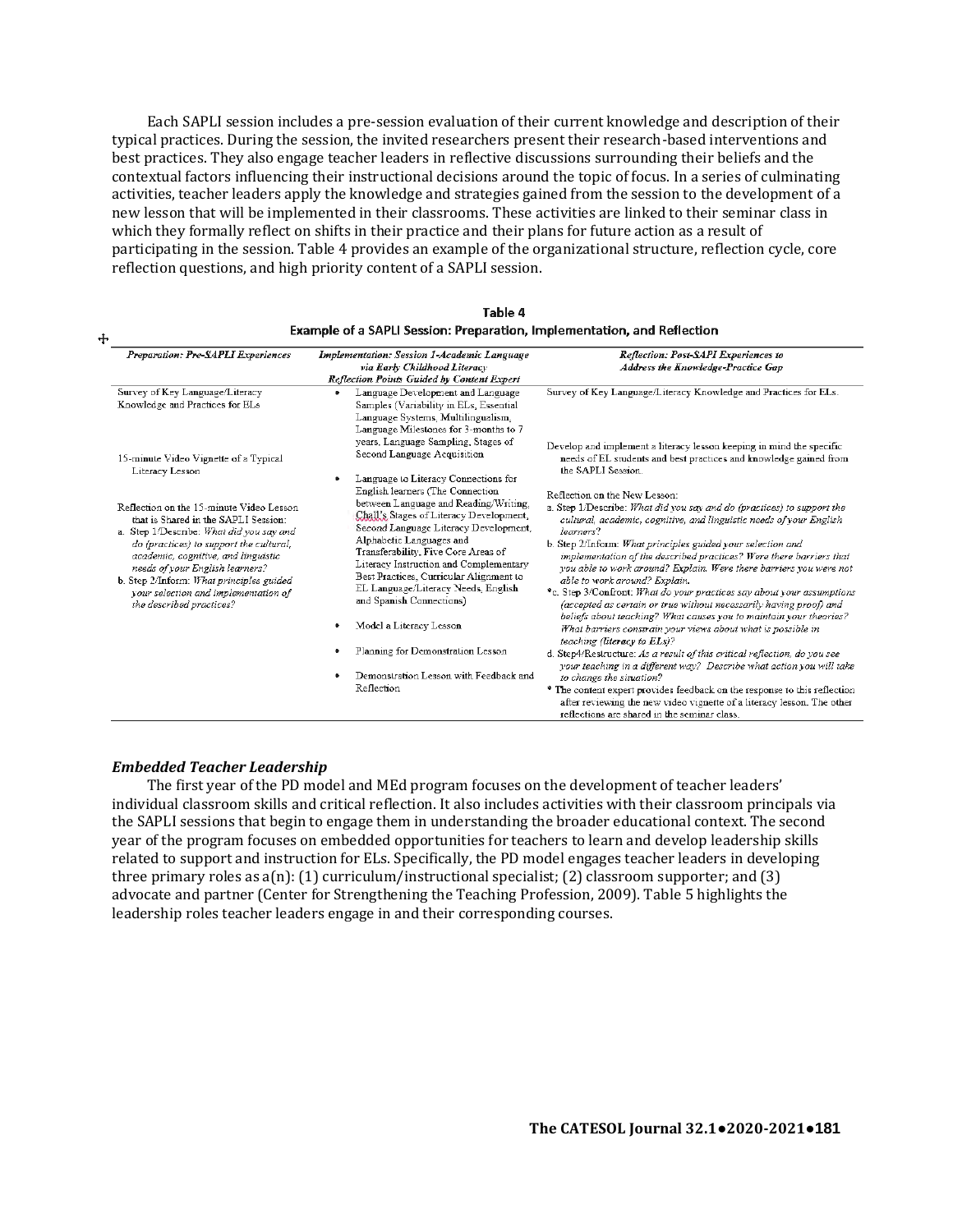Each SAPLI session includes a pre-session evaluation of their current knowledge and description of their typical practices. During the session, the invited researchers present their research-based interventions and best practices. They also engage teacher leaders in reflective discussions surrounding their beliefs and the contextual factors influencing their instructional decisions around the topic of focus. In a series of culminating activities, teacher leaders apply the knowledge and strategies gained from the session to the development of a new lesson that will be implemented in their classrooms. These activities are linked to their seminar class in which they formally reflect on shifts in their practice and their plans for future action as a result of participating in the session. Table 4 provides an example of the organizational structure, reflection cycle, core reflection questions, and high priority content of a SAPLI session.

**Table 4**
**Example of a SAPLI Session: Preparation, Implementation, and Reflection**

| *Preparation: Pre-SAPLI Experiences* | *Implementation: Session 1-Academic Language via Early Childhood Literacy* *Reflection Points Guided by Content Expert* | *Reflection: Post-SAPI Experiences to Address the Knowledge-Practice Gap* |
|---|---|---|
| Survey of Key Language/Literacy Knowledge and Practices for ELs<br><br>15-minute Video Vignette of a Typical Literacy Lesson<br><br>Reflection on the 15-minute Video Lesson that is Shared in the SAPLI Session:<br>a. Step 1/Describe: *What did you say and do (practices) to support the cultural, academic, cognitive, and linguistic needs of your English learners?*<br>b. Step 2/Inform: *What principles guided your selection and implementation of the described practices?* | • Language Development and Language Samples (Variability in ELs, Essential Language Systems, Multilingualism, Language Milestones for 3-months to 7 years, Language Sampling, Stages of Second Language Acquisition<br>• Language to Literacy Connections for English learners (The Connection between Language and Reading/Writing, Chall's Stages of Literacy Development, Second Language Literacy Development, Alphabetic Languages and Transferability, Five Core Areas of Literacy Instruction and Complementary Best Practices, Curricular Alignment to EL Language/Literacy Needs, English and Spanish Connections)<br>• Model a Literacy Lesson<br>• Planning for Demonstration Lesson<br>• Demonstration Lesson with Feedback and Reflection | Survey of Key Language/Literacy Knowledge and Practices for ELs.<br><br>Develop and implement a literacy lesson keeping in mind the specific needs of EL students and best practices and knowledge gained from the SAPLI Session.<br><br>Reflection on the New Lesson:<br>a. Step 1/Describe: *What did you say and do (practices) to support the cultural, academic, cognitive, and linguistic needs of your English learners?*<br>b. Step 2/Inform: *What principles guided your selection and implementation of the described practices? Were there barriers that you able to work around? Explain. Were there barriers you were not able to work around? Explain.*<br>*c. Step 3/Confront: *What do your practices say about your assumptions (accepted as certain or true without necessarily having proof) and beliefs about teaching? What causes you to maintain your theories? What barriers constrain your views about what is possible in teaching (literacy to ELs)?*<br>d. Step4/Restructure: *As a result of this critical reflection, do you see your teaching in a different way? Describe what action you will take to change the situation?*<br>* The content expert provides feedback on the response to this reflection after reviewing the new video vignette of a literacy lesson. The other reflections are shared in the seminar class. |

### *Embedded Teacher Leadership*

The first year of the PD model and MEd program focuses on the development of teacher leaders' individual classroom skills and critical reflection. It also includes activities with their classroom principals via the SAPLI sessions that begin to engage them in understanding the broader educational context. The second year of the program focuses on embedded opportunities for teachers to learn and develop leadership skills related to support and instruction for ELs. Specifically, the PD model engages teacher leaders in developing three primary roles as a(n): (1) curriculum/instructional specialist; (2) classroom supporter; and (3) advocate and partner (Center for Strengthening the Teaching Profession, 2009). Table 5 highlights the leadership roles teacher leaders engage in and their corresponding courses.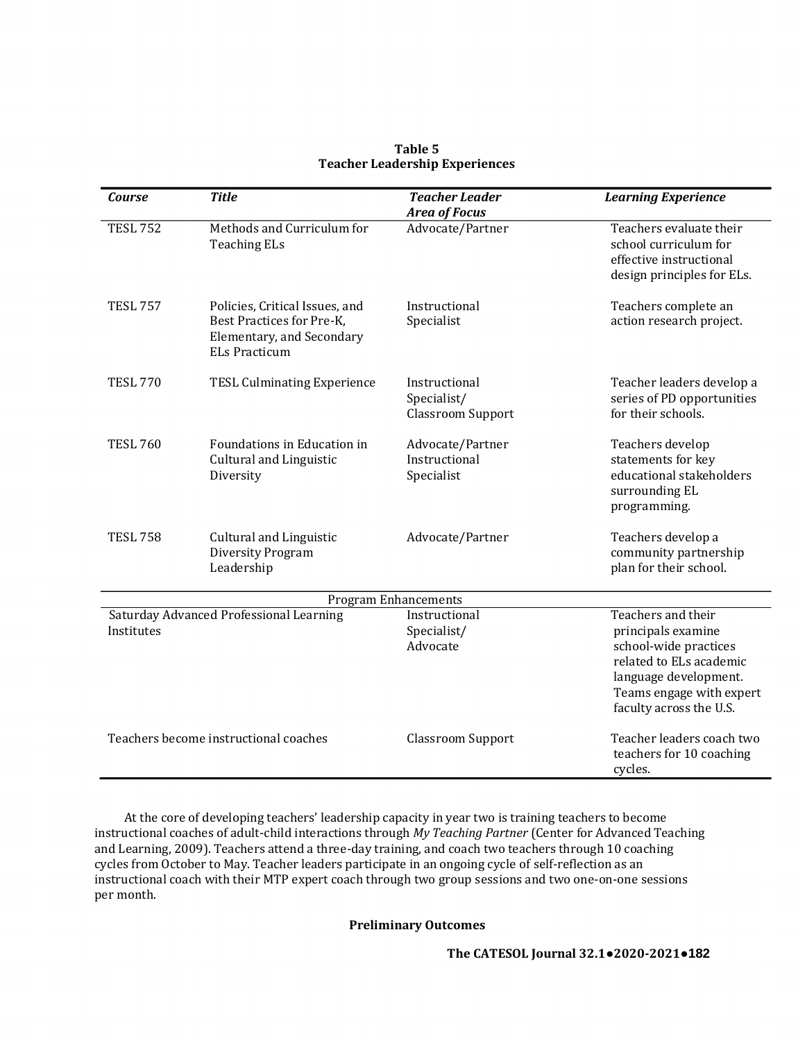**Table 5**
**Teacher Leadership Experiences**

| *Course* | *Title* | *Teacher Leader Area of Focus* | *Learning Experience* |
|---|---|---|---|
| TESL 752 | Methods and Curriculum for Teaching ELs | Advocate/Partner | Teachers evaluate their school curriculum for effective instructional design principles for ELs. |
| TESL 757 | Policies, Critical Issues, and Best Practices for Pre-K, Elementary, and Secondary ELs Practicum | Instructional Specialist | Teachers complete an action research project. |
| TESL 770 | TESL Culminating Experience | Instructional Specialist/ Classroom Support | Teacher leaders develop a series of PD opportunities for their schools. |
| TESL 760 | Foundations in Education in Cultural and Linguistic Diversity | Advocate/Partner Instructional Specialist | Teachers develop statements for key educational stakeholders surrounding EL programming. |
| TESL 758 | Cultural and Linguistic Diversity Program Leadership | Advocate/Partner | Teachers develop a community partnership plan for their school. |
| Program Enhancements | | | |
| Saturday Advanced Professional Learning Institutes | | Instructional Specialist/ Advocate | Teachers and their principals examine school-wide practices related to ELs academic language development. Teams engage with expert faculty across the U.S. |
| Teachers become instructional coaches | | Classroom Support | Teacher leaders coach two teachers for 10 coaching cycles. |

At the core of developing teachers' leadership capacity in year two is training teachers to become instructional coaches of adult-child interactions through *My Teaching Partner* (Center for Advanced Teaching and Learning, 2009). Teachers attend a three-day training, and coach two teachers through 10 coaching cycles from October to May. Teacher leaders participate in an ongoing cycle of self-reflection as an instructional coach with their MTP expert coach through two group sessions and two one-on-one sessions per month.

**Preliminary Outcomes**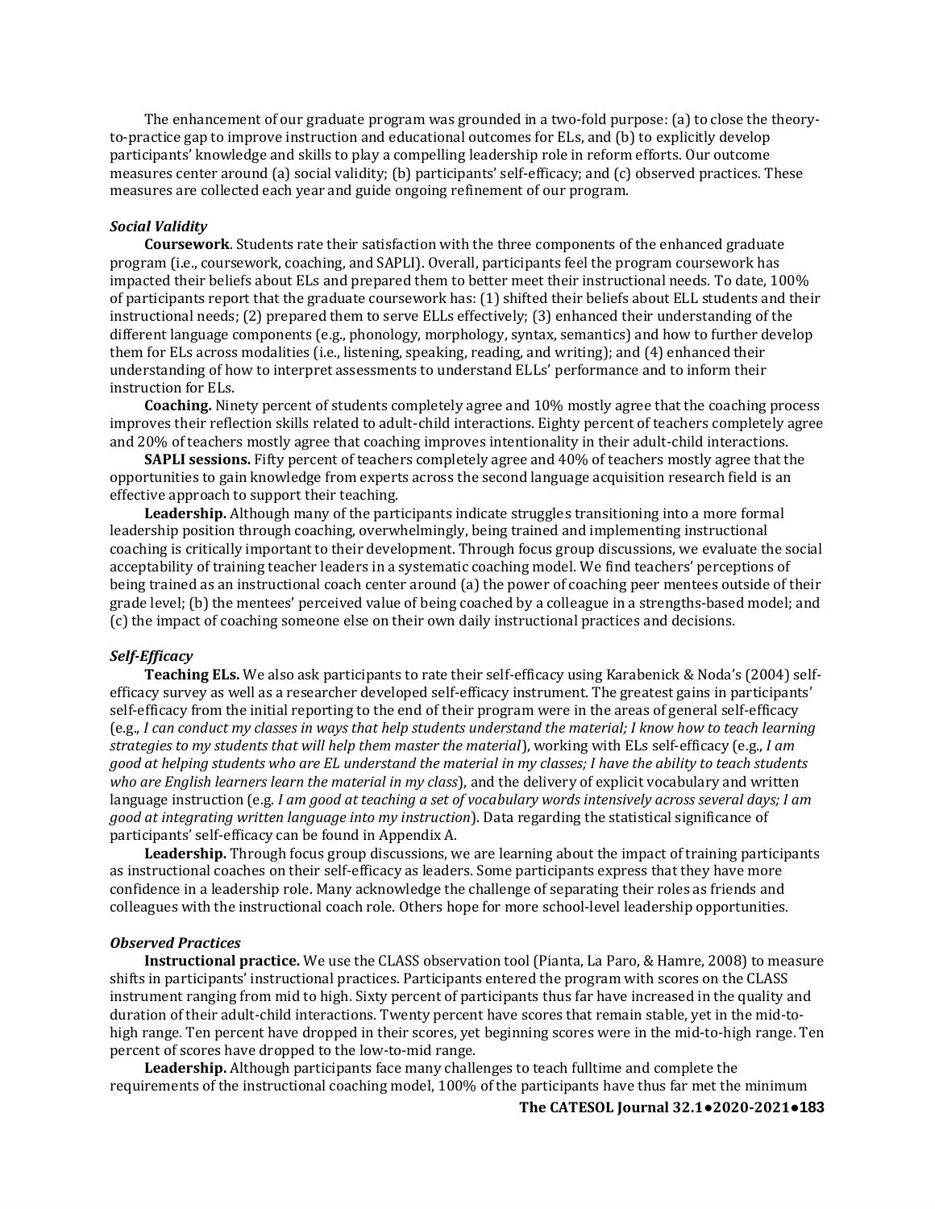The enhancement of our graduate program was grounded in a two-fold purpose: (a) to close the theory-to-practice gap to improve instruction and educational outcomes for ELs, and (b) to explicitly develop participants' knowledge and skills to play a compelling leadership role in reform efforts. Our outcome measures center around (a) social validity; (b) participants' self-efficacy; and (c) observed practices. These measures are collected each year and guide ongoing refinement of our program.

### *Social Validity*

**Coursework**. Students rate their satisfaction with the three components of the enhanced graduate program (i.e., coursework, coaching, and SAPLI). Overall, participants feel the program coursework has impacted their beliefs about ELs and prepared them to better meet their instructional needs. To date, 100% of participants report that the graduate coursework has: (1) shifted their beliefs about ELL students and their instructional needs; (2) prepared them to serve ELLs effectively; (3) enhanced their understanding of the different language components (e.g., phonology, morphology, syntax, semantics) and how to further develop them for ELs across modalities (i.e., listening, speaking, reading, and writing); and (4) enhanced their understanding of how to interpret assessments to understand ELLs' performance and to inform their instruction for ELs.

**Coaching.** Ninety percent of students completely agree and 10% mostly agree that the coaching process improves their reflection skills related to adult-child interactions. Eighty percent of teachers completely agree and 20% of teachers mostly agree that coaching improves intentionality in their adult-child interactions.

**SAPLI sessions.** Fifty percent of teachers completely agree and 40% of teachers mostly agree that the opportunities to gain knowledge from experts across the second language acquisition research field is an effective approach to support their teaching.

**Leadership.** Although many of the participants indicate struggles transitioning into a more formal leadership position through coaching, overwhelmingly, being trained and implementing instructional coaching is critically important to their development. Through focus group discussions, we evaluate the social acceptability of training teacher leaders in a systematic coaching model. We find teachers' perceptions of being trained as an instructional coach center around (a) the power of coaching peer mentees outside of their grade level; (b) the mentees' perceived value of being coached by a colleague in a strengths-based model; and (c) the impact of coaching someone else on their own daily instructional practices and decisions.

### *Self-Efficacy*

**Teaching ELs.** We also ask participants to rate their self-efficacy using Karabenick & Noda's (2004) self-efficacy survey as well as a researcher developed self-efficacy instrument. The greatest gains in participants' self-efficacy from the initial reporting to the end of their program were in the areas of general self-efficacy (e.g., *I can conduct my classes in ways that help students understand the material; I know how to teach learning strategies to my students that will help them master the material*), working with ELs self-efficacy (e.g., *I am good at helping students who are EL understand the material in my classes; I have the ability to teach students who are English learners learn the material in my class*), and the delivery of explicit vocabulary and written language instruction (e.g. *I am good at teaching a set of vocabulary words intensively across several days; I am good at integrating written language into my instruction*). Data regarding the statistical significance of participants' self-efficacy can be found in Appendix A.

**Leadership.** Through focus group discussions, we are learning about the impact of training participants as instructional coaches on their self-efficacy as leaders. Some participants express that they have more confidence in a leadership role. Many acknowledge the challenge of separating their roles as friends and colleagues with the instructional coach role. Others hope for more school-level leadership opportunities.

### *Observed Practices*

**Instructional practice.** We use the CLASS observation tool (Pianta, La Paro, & Hamre, 2008) to measure shifts in participants' instructional practices. Participants entered the program with scores on the CLASS instrument ranging from mid to high. Sixty percent of participants thus far have increased in the quality and duration of their adult-child interactions. Twenty percent have scores that remain stable, yet in the mid-to-high range. Ten percent have dropped in their scores, yet beginning scores were in the mid-to-high range. Ten percent of scores have dropped to the low-to-mid range.

**Leadership.** Although participants face many challenges to teach fulltime and complete the requirements of the instructional coaching model, 100% of the participants have thus far met the minimum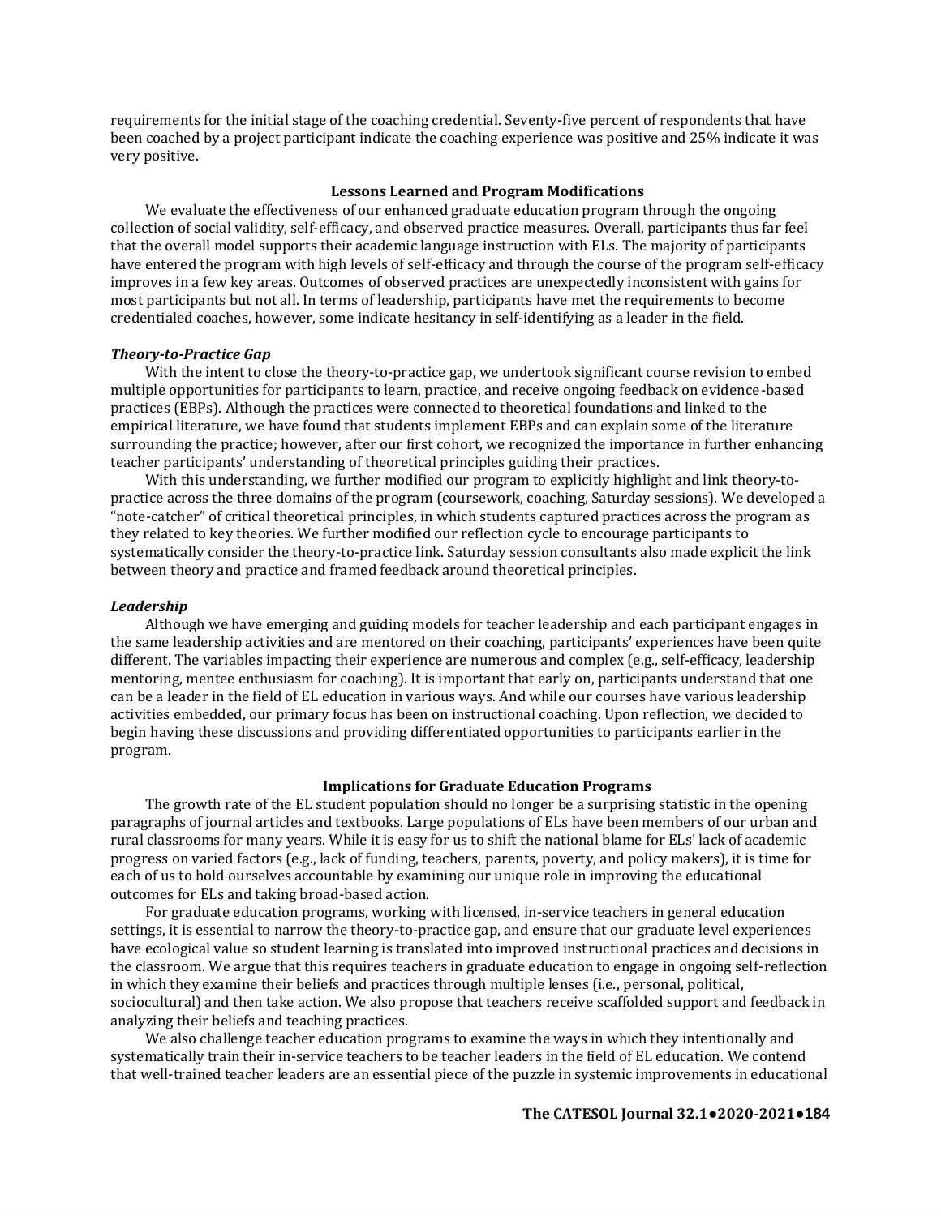requirements for the initial stage of the coaching credential. Seventy-five percent of respondents that have been coached by a project participant indicate the coaching experience was positive and 25% indicate it was very positive.

## Lessons Learned and Program Modifications

We evaluate the effectiveness of our enhanced graduate education program through the ongoing collection of social validity, self-efficacy, and observed practice measures. Overall, participants thus far feel that the overall model supports their academic language instruction with ELs. The majority of participants have entered the program with high levels of self-efficacy and through the course of the program self-efficacy improves in a few key areas. Outcomes of observed practices are unexpectedly inconsistent with gains for most participants but not all. In terms of leadership, participants have met the requirements to become credentialed coaches, however, some indicate hesitancy in self-identifying as a leader in the field.

### *Theory-to-Practice Gap*

With the intent to close the theory-to-practice gap, we undertook significant course revision to embed multiple opportunities for participants to learn, practice, and receive ongoing feedback on evidence-based practices (EBPs). Although the practices were connected to theoretical foundations and linked to the empirical literature, we have found that students implement EBPs and can explain some of the literature surrounding the practice; however, after our first cohort, we recognized the importance in further enhancing teacher participants' understanding of theoretical principles guiding their practices.

With this understanding, we further modified our program to explicitly highlight and link theory-to-practice across the three domains of the program (coursework, coaching, Saturday sessions). We developed a "note-catcher" of critical theoretical principles, in which students captured practices across the program as they related to key theories. We further modified our reflection cycle to encourage participants to systematically consider the theory-to-practice link. Saturday session consultants also made explicit the link between theory and practice and framed feedback around theoretical principles.

### *Leadership*

Although we have emerging and guiding models for teacher leadership and each participant engages in the same leadership activities and are mentored on their coaching, participants' experiences have been quite different. The variables impacting their experience are numerous and complex (e.g., self-efficacy, leadership mentoring, mentee enthusiasm for coaching). It is important that early on, participants understand that one can be a leader in the field of EL education in various ways. And while our courses have various leadership activities embedded, our primary focus has been on instructional coaching. Upon reflection, we decided to begin having these discussions and providing differentiated opportunities to participants earlier in the program.

## Implications for Graduate Education Programs

The growth rate of the EL student population should no longer be a surprising statistic in the opening paragraphs of journal articles and textbooks. Large populations of ELs have been members of our urban and rural classrooms for many years. While it is easy for us to shift the national blame for ELs' lack of academic progress on varied factors (e.g., lack of funding, teachers, parents, poverty, and policy makers), it is time for each of us to hold ourselves accountable by examining our unique role in improving the educational outcomes for ELs and taking broad-based action.

For graduate education programs, working with licensed, in-service teachers in general education settings, it is essential to narrow the theory-to-practice gap, and ensure that our graduate level experiences have ecological value so student learning is translated into improved instructional practices and decisions in the classroom. We argue that this requires teachers in graduate education to engage in ongoing self-reflection in which they examine their beliefs and practices through multiple lenses (i.e., personal, political, sociocultural) and then take action. We also propose that teachers receive scaffolded support and feedback in analyzing their beliefs and teaching practices.

We also challenge teacher education programs to examine the ways in which they intentionally and systematically train their in-service teachers to be teacher leaders in the field of EL education. We contend that well-trained teacher leaders are an essential piece of the puzzle in systemic improvements in educational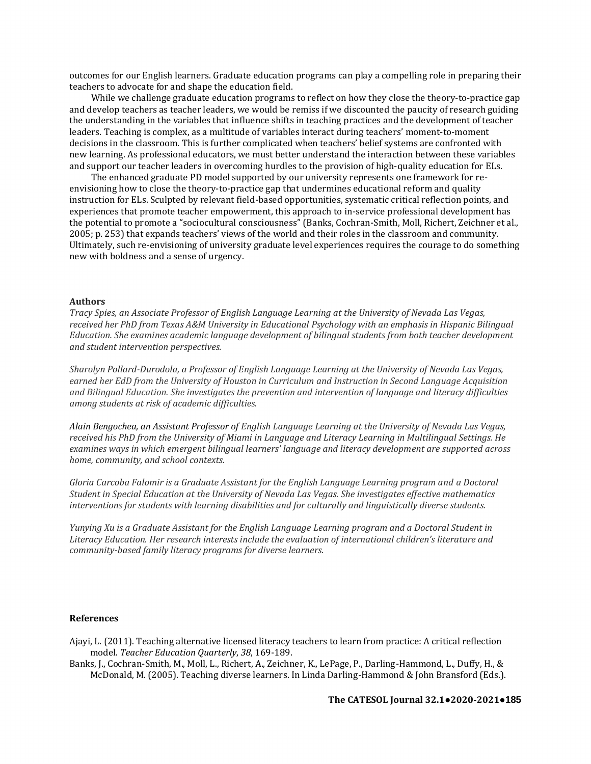outcomes for our English learners. Graduate education programs can play a compelling role in preparing their teachers to advocate for and shape the education field.

While we challenge graduate education programs to reflect on how they close the theory-to-practice gap and develop teachers as teacher leaders, we would be remiss if we discounted the paucity of research guiding the understanding in the variables that influence shifts in teaching practices and the development of teacher leaders. Teaching is complex, as a multitude of variables interact during teachers' moment-to-moment decisions in the classroom. This is further complicated when teachers' belief systems are confronted with new learning. As professional educators, we must better understand the interaction between these variables and support our teacher leaders in overcoming hurdles to the provision of high-quality education for ELs.

The enhanced graduate PD model supported by our university represents one framework for re-envisioning how to close the theory-to-practice gap that undermines educational reform and quality instruction for ELs. Sculpted by relevant field-based opportunities, systematic critical reflection points, and experiences that promote teacher empowerment, this approach to in-service professional development has the potential to promote a "sociocultural consciousness" (Banks, Cochran-Smith, Moll, Richert, Zeichner et al., 2005; p. 253) that expands teachers' views of the world and their roles in the classroom and community. Ultimately, such re-envisioning of university graduate level experiences requires the courage to do something new with boldness and a sense of urgency.

## Authors

*Tracy Spies, an Associate Professor of English Language Learning at the University of Nevada Las Vegas, received her PhD from Texas A&M University in Educational Psychology with an emphasis in Hispanic Bilingual Education. She examines academic language development of bilingual students from both teacher development and student intervention perspectives.*

*Sharolyn Pollard-Durodola, a Professor of English Language Learning at the University of Nevada Las Vegas, earned her EdD from the University of Houston in Curriculum and Instruction in Second Language Acquisition and Bilingual Education. She investigates the prevention and intervention of language and literacy difficulties among students at risk of academic difficulties.*

*Alain Bengochea, an Assistant Professor of English Language Learning at the University of Nevada Las Vegas, received his PhD from the University of Miami in Language and Literacy Learning in Multilingual Settings. He examines ways in which emergent bilingual learners' language and literacy development are supported across home, community, and school contexts.*

*Gloria Carcoba Falomir is a Graduate Assistant for the English Language Learning program and a Doctoral Student in Special Education at the University of Nevada Las Vegas. She investigates effective mathematics interventions for students with learning disabilities and for culturally and linguistically diverse students.*

*Yunying Xu is a Graduate Assistant for the English Language Learning program and a Doctoral Student in Literacy Education. Her research interests include the evaluation of international children's literature and community-based family literacy programs for diverse learners.*

## References

Ajayi, L. (2011). Teaching alternative licensed literacy teachers to learn from practice: A critical reflection model. *Teacher Education Quarterly*, *38*, 169-189.

Banks, J., Cochran-Smith, M., Moll, L., Richert, A., Zeichner, K., LePage, P., Darling-Hammond, L., Duffy, H., & McDonald, M. (2005). Teaching diverse learners. In Linda Darling-Hammond & John Bransford (Eds.).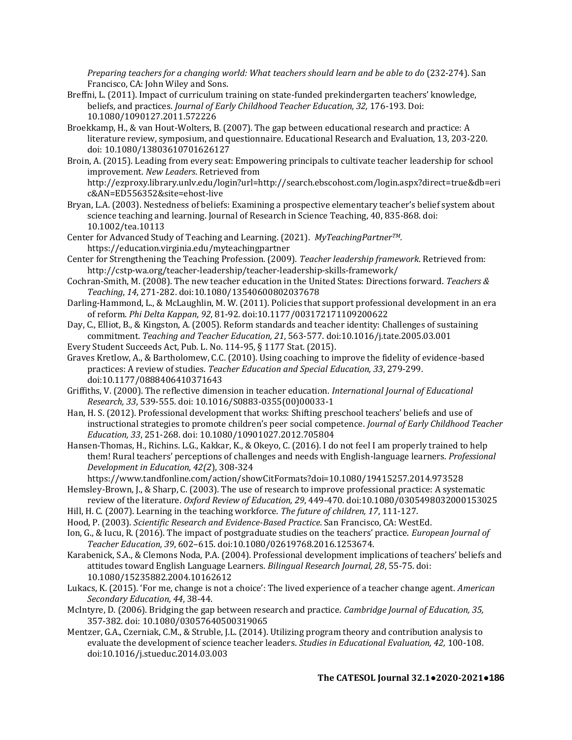*Preparing teachers for a changing world: What teachers should learn and be able to do* (232-274). San Francisco, CA: John Wiley and Sons.

Breffni, L. (2011). Impact of curriculum training on state-funded prekindergarten teachers' knowledge, beliefs, and practices. *Journal of Early Childhood Teacher Education, 32,* 176-193. Doi: 10.1080/1090127.2011.572226

Broekkamp, H., & van Hout-Wolters, B. (2007). The gap between educational research and practice: A literature review, symposium, and questionnaire. Educational Research and Evaluation, 13, 203-220. doi: 10.1080/13803610701626127

Broin, A. (2015). Leading from every seat: Empowering principals to cultivate teacher leadership for school improvement. *New Leaders*. Retrieved from http://ezproxy.library.unlv.edu/login?url=http://search.ebscohost.com/login.aspx?direct=true&db=eric&AN=ED556352&site=ehost-live

Bryan, L.A. (2003). Nestedness of beliefs: Examining a prospective elementary teacher's belief system about science teaching and learning. Journal of Research in Science Teaching, 40, 835-868. doi: 10.1002/tea.10113

Center for Advanced Study of Teaching and Learning. (2021). *MyTeachingPartner™.* https://education.virginia.edu/myteachingpartner

Center for Strengthening the Teaching Profession. (2009). *Teacher leadership framework*. Retrieved from: http://cstp-wa.org/teacher-leadership/teacher-leadership-skills-framework/

Cochran-Smith, M. (2008). The new teacher education in the United States: Directions forward. *Teachers & Teaching*, *14*, 271-282. doi:10.1080/13540600802037678

Darling-Hammond, L., & McLaughlin, M. W. (2011). Policies that support professional development in an era of reform. *Phi Delta Kappan*, *92*, 81-92. doi:10.1177/003172171109200622

Day, C., Elliot, B., & Kingston, A. (2005). Reform standards and teacher identity: Challenges of sustaining commitment. *Teaching and Teacher Education, 21*, 563-577. doi:10.1016/j.tate.2005.03.001

Every Student Succeeds Act, Pub. L. No. 114-95, § 1177 Stat. (2015).

Graves Kretlow, A., & Bartholomew, C.C. (2010). Using coaching to improve the fidelity of evidence-based practices: A review of studies. *Teacher Education and Special Education, 33*, 279-299. doi:10.1177/0888406410371643

Griffiths, V. (2000). The reflective dimension in teacher education. *International Journal of Educational Research, 33*, 539-555. doi: 10.1016/S0883-0355(00)00033-1

Han, H. S. (2012). Professional development that works: Shifting preschool teachers' beliefs and use of instructional strategies to promote children's peer social competence. *Journal of Early Childhood Teacher Education, 33*, 251-268. doi: 10.1080/10901027.2012.705804

Hansen-Thomas, H., Richins. L.G., Kakkar, K., & Okeyo, C. (2016). I do not feel I am properly trained to help them! Rural teachers' perceptions of challenges and needs with English-language learners. *Professional Development in Education, 42(2*), 308-324 https://www.tandfonline.com/action/showCitFormats?doi=10.1080/19415257.2014.973528

Hemsley-Brown, J., & Sharp, C. (2003). The use of research to improve professional practice: A systematic review of the literature. *Oxford Review of Education, 29*, 449-470. doi:10.1080/0305498032000153025

Hill, H. C. (2007). Learning in the teaching workforce. *The future of children, 17*, 111-127.

Hood, P. (2003). *Scientific Research and Evidence-Based Practice*. San Francisco, CA: WestEd.

Ion, G., & Iucu, R. (2016). The impact of postgraduate studies on the teachers' practice. *European Journal of Teacher Education, 39*, 602–615. doi:10.1080/02619768.2016.1253674.

Karabenick, S.A., & Clemons Noda, P.A. (2004). Professional development implications of teachers' beliefs and attitudes toward English Language Learners. *Bilingual Research Journal, 28*, 55-75. doi: 10.1080/15235882.2004.10162612

Lukacs, K. (2015). 'For me, change is not a choice': The lived experience of a teacher change agent. *American Secondary Education, 44*, 38-44.

McIntyre, D. (2006). Bridging the gap between research and practice. *Cambridge Journal of Education, 35,* 357-382. doi: 10.1080/03057640500319065

Mentzer, G.A., Czerniak, C.M., & Struble, J.L. (2014). Utilizing program theory and contribution analysis to evaluate the development of science teacher leaders. *Studies in Educational Evaluation, 42,* 100-108. doi:10.1016/j.stueduc.2014.03.003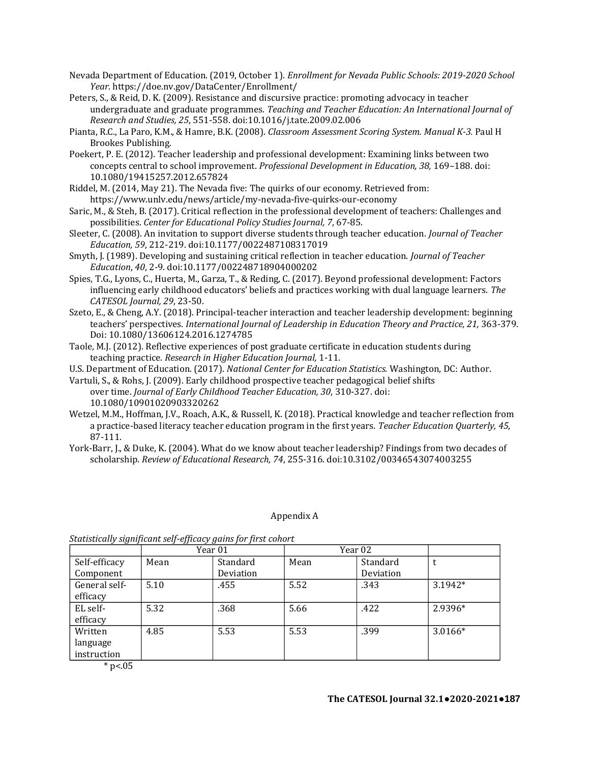Nevada Department of Education. (2019, October 1). *Enrollment for Nevada Public Schools: 2019-2020 School Year*. https://doe.nv.gov/DataCenter/Enrollment/

Peters, S., & Reid, D. K. (2009). Resistance and discursive practice: promoting advocacy in teacher undergraduate and graduate programmes. *Teaching and Teacher Education: An International Journal of Research and Studies, 25*, 551-558. doi:10.1016/j.tate.2009.02.006

Pianta, R.C., La Paro, K.M., & Hamre, B.K. (2008). *Classroom Assessment Scoring System. Manual K-3.* Paul H Brookes Publishing.

Poekert, P. E. (2012). Teacher leadership and professional development: Examining links between two concepts central to school improvement. *Professional Development in Education, 38,* 169–188. doi: 10.1080/19415257.2012.657824

Riddel, M. (2014, May 21). The Nevada five: The quirks of our economy. Retrieved from: https://www.unlv.edu/news/article/my-nevada-five-quirks-our-economy

Saric, M., & Steh, B. (2017). Critical reflection in the professional development of teachers: Challenges and possibilities. *Center for Educational Policy Studies Journal, 7*, 67-85.

Sleeter, C. (2008). An invitation to support diverse students through teacher education. *Journal of Teacher Education, 59*, 212-219. doi:10.1177/0022487108317019

Smyth, J. (1989). Developing and sustaining critical reflection in teacher education. *Journal of Teacher Education*, *40*, 2-9. doi:10.1177/002248718904000202

Spies, T.G., Lyons, C., Huerta, M., Garza, T., & Reding, C. (2017). Beyond professional development: Factors influencing early childhood educators' beliefs and practices working with dual language learners. *The CATESOL Journal, 29*, 23-50.

Szeto, E., & Cheng, A.Y. (2018). Principal-teacher interaction and teacher leadership development: beginning teachers' perspectives. *International Journal of Leadership in Education Theory and Practice, 21,* 363-379. Doi: 10.1080/13606124.2016.1274785

Taole, M.J. (2012). Reflective experiences of post graduate certificate in education students during teaching practice. *Research in Higher Education Journal,* 1-11.

U.S. Department of Education. (2017). *National Center for Education Statistics.* Washington, DC: Author.

Vartuli, S., & Rohs, J. (2009). Early childhood prospective teacher pedagogical belief shifts over time. *Journal of Early Childhood Teacher Education, 30*, 310-327. doi: 10.1080/10901020903320262

Wetzel, M.M., Hoffman, J.V., Roach, A.K., & Russell, K. (2018). Practical knowledge and teacher reflection from a practice-based literacy teacher education program in the first years. *Teacher Education Quarterly, 45*, 87-111.

York-Barr, J., & Duke, K. (2004). What do we know about teacher leadership? Findings from two decades of scholarship. *Review of Educational Research, 74*, 255-316. doi:10.3102/00346543074003255

## Appendix A

*Statistically significant self-efficacy gains for first cohort*

| | Year 01 | | Year 02 | | |
|---|---|---|---|---|---|
| Self-efficacy Component | Mean | Standard Deviation | Mean | Standard Deviation | t |
| General self-efficacy | 5.10 | .455 | 5.52 | .343 | 3.1942* |
| EL self-efficacy | 5.32 | .368 | 5.66 | .422 | 2.9396* |
| Written language instruction | 4.85 | 5.53 | 5.53 | .399 | 3.0166* |

* $p<.05$